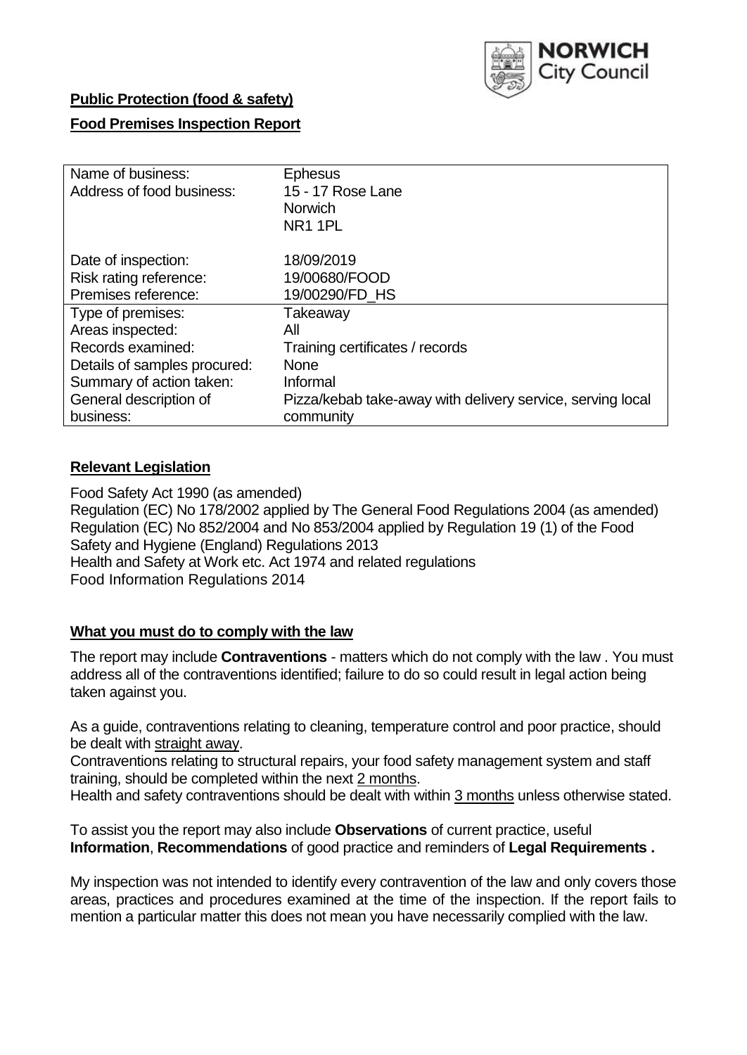NORWICH City Council

**Public Protection (food & safety)**

**Food Premises Inspection Report**

| Name of business: | Ephesus |
|---|---|
| Address of food business: | 15 - 17 Rose Lane<br>Norwich<br>NR1 1PL |
| Date of inspection: | 18/09/2019 |
| Risk rating reference: | 19/00680/FOOD |
| Premises reference: | 19/00290/FD_HS |
| Type of premises: | Takeaway |
| Areas inspected: | All |
| Records examined: | Training certificates / records |
| Details of samples procured: | None |
| Summary of action taken: | Informal |
| General description of business: | Pizza/kebab take-away with delivery service, serving local community |

## **Relevant Legislation**

Food Safety Act 1990 (as amended)
Regulation (EC) No 178/2002 applied by The General Food Regulations 2004 (as amended)
Regulation (EC) No 852/2004 and No 853/2004 applied by Regulation 19 (1) of the Food Safety and Hygiene (England) Regulations 2013
Health and Safety at Work etc. Act 1974 and related regulations
Food Information Regulations 2014

## **What you must do to comply with the law**

The report may include **Contraventions** - matters which do not comply with the law . You must address all of the contraventions identified; failure to do so could result in legal action being taken against you.

As a guide, contraventions relating to cleaning, temperature control and poor practice, should be dealt with straight away.
Contraventions relating to structural repairs, your food safety management system and staff training, should be completed within the next 2 months.
Health and safety contraventions should be dealt with within 3 months unless otherwise stated.

To assist you the report may also include **Observations** of current practice, useful **Information**, **Recommendations** of good practice and reminders of **Legal Requirements .**

My inspection was not intended to identify every contravention of the law and only covers those areas, practices and procedures examined at the time of the inspection. If the report fails to mention a particular matter this does not mean you have necessarily complied with the law.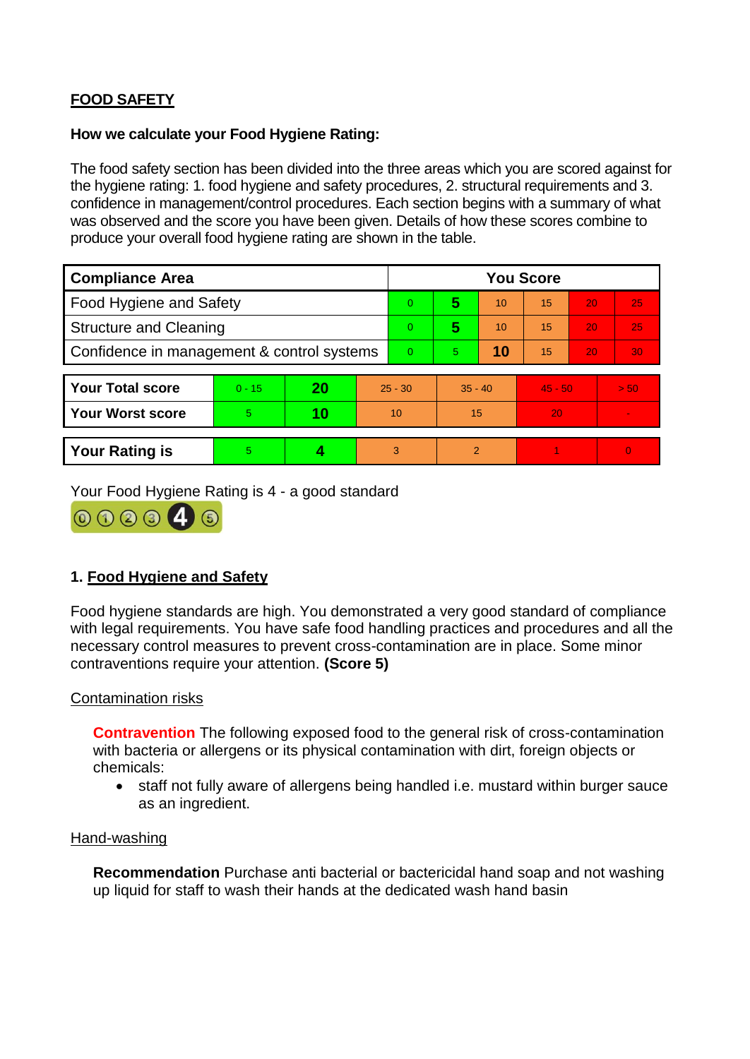**FOOD SAFETY**

**How we calculate your Food Hygiene Rating:**

The food safety section has been divided into the three areas which you are scored against for the hygiene rating: 1. food hygiene and safety procedures, 2. structural requirements and 3. confidence in management/control procedures. Each section begins with a summary of what was observed and the score you have been given. Details of how these scores combine to produce your overall food hygiene rating are shown in the table.

| Compliance Area | You Score | | | | | |
|---|---|---|---|---|---|---|
| Food Hygiene and Safety | 0 | **5** | 10 | 15 | 20 | 25 |
| Structure and Cleaning | 0 | **5** | 10 | 15 | 20 | 25 |
| Confidence in management & control systems | 0 | 5 | **10** | 15 | 20 | 30 |

| | | | | | | |
|---|---|---|---|---|---|---|
| **Your Total score** | 0 - 15 | **20** | 25 - 30 | 35 - 40 | 45 - 50 | > 50 |
| **Your Worst score** | 5 | **10** | 10 | 15 | 20 | - |

| | | | | | | |
|---|---|---|---|---|---|---|
| **Your Rating is** | 5 | **4** | 3 | 2 | 1 | 0 |

Your Food Hygiene Rating is 4 - a good standard

## 1. Food Hygiene and Safety

Food hygiene standards are high. You demonstrated a very good standard of compliance with legal requirements. You have safe food handling practices and procedures and all the necessary control measures to prevent cross-contamination are in place. Some minor contraventions require your attention. **(Score 5)**

Contamination risks

**Contravention** The following exposed food to the general risk of cross-contamination with bacteria or allergens or its physical contamination with dirt, foreign objects or chemicals:

- staff not fully aware of allergens being handled i.e. mustard within burger sauce as an ingredient.

Hand-washing

**Recommendation** Purchase anti bacterial or bactericidal hand soap and not washing up liquid for staff to wash their hands at the dedicated wash hand basin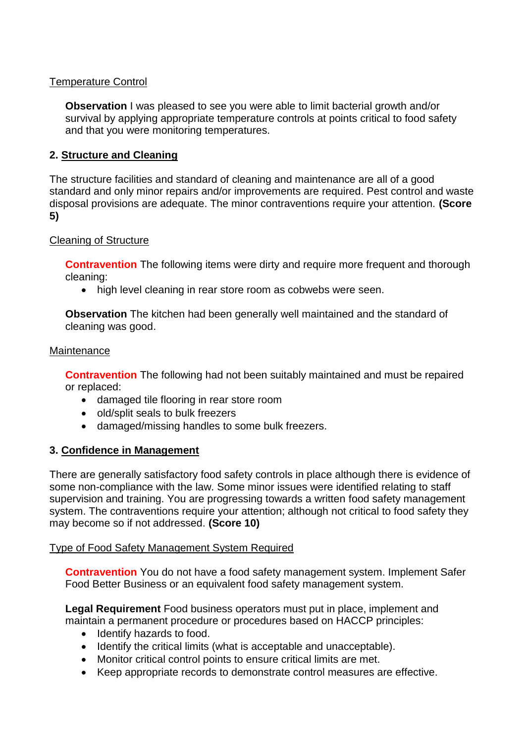Temperature Control

**Observation** I was pleased to see you were able to limit bacterial growth and/or survival by applying appropriate temperature controls at points critical to food safety and that you were monitoring temperatures.

## 2. Structure and Cleaning

The structure facilities and standard of cleaning and maintenance are all of a good standard and only minor repairs and/or improvements are required. Pest control and waste disposal provisions are adequate. The minor contraventions require your attention. **(Score 5)**

Cleaning of Structure

**Contravention** The following items were dirty and require more frequent and thorough cleaning:

- high level cleaning in rear store room as cobwebs were seen.

**Observation** The kitchen had been generally well maintained and the standard of cleaning was good.

Maintenance

**Contravention** The following had not been suitably maintained and must be repaired or replaced:

- damaged tile flooring in rear store room
- old/split seals to bulk freezers
- damaged/missing handles to some bulk freezers.

## 3. Confidence in Management

There are generally satisfactory food safety controls in place although there is evidence of some non-compliance with the law. Some minor issues were identified relating to staff supervision and training. You are progressing towards a written food safety management system. The contraventions require your attention; although not critical to food safety they may become so if not addressed. **(Score 10)**

Type of Food Safety Management System Required

**Contravention** You do not have a food safety management system. Implement Safer Food Better Business or an equivalent food safety management system.

**Legal Requirement** Food business operators must put in place, implement and maintain a permanent procedure or procedures based on HACCP principles:

- Identify hazards to food.
- Identify the critical limits (what is acceptable and unacceptable).
- Monitor critical control points to ensure critical limits are met.
- Keep appropriate records to demonstrate control measures are effective.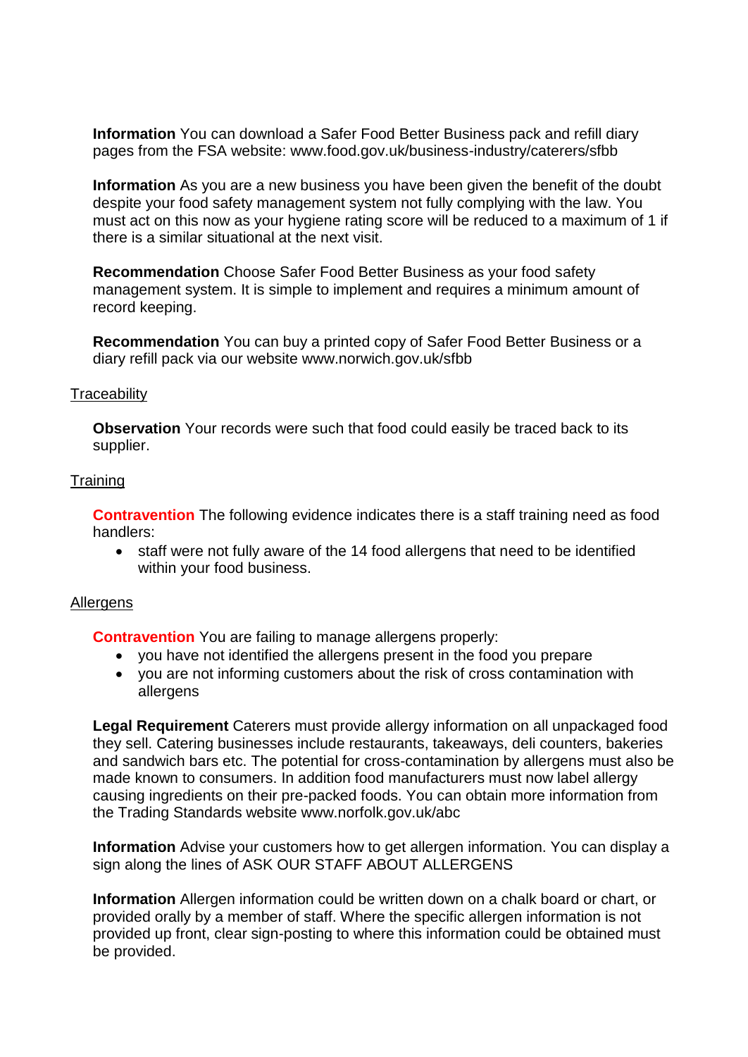**Information** You can download a Safer Food Better Business pack and refill diary pages from the FSA website: www.food.gov.uk/business-industry/caterers/sfbb

**Information** As you are a new business you have been given the benefit of the doubt despite your food safety management system not fully complying with the law. You must act on this now as your hygiene rating score will be reduced to a maximum of 1 if there is a similar situational at the next visit.

**Recommendation** Choose Safer Food Better Business as your food safety management system. It is simple to implement and requires a minimum amount of record keeping.

**Recommendation** You can buy a printed copy of Safer Food Better Business or a diary refill pack via our website www.norwich.gov.uk/sfbb

Traceability

**Observation** Your records were such that food could easily be traced back to its supplier.

Training

**Contravention** The following evidence indicates there is a staff training need as food handlers:

- staff were not fully aware of the 14 food allergens that need to be identified within your food business.

Allergens

**Contravention** You are failing to manage allergens properly:

- you have not identified the allergens present in the food you prepare
- you are not informing customers about the risk of cross contamination with allergens

**Legal Requirement** Caterers must provide allergy information on all unpackaged food they sell. Catering businesses include restaurants, takeaways, deli counters, bakeries and sandwich bars etc. The potential for cross-contamination by allergens must also be made known to consumers. In addition food manufacturers must now label allergy causing ingredients on their pre-packed foods. You can obtain more information from the Trading Standards website www.norfolk.gov.uk/abc

**Information** Advise your customers how to get allergen information. You can display a sign along the lines of ASK OUR STAFF ABOUT ALLERGENS

**Information** Allergen information could be written down on a chalk board or chart, or provided orally by a member of staff. Where the specific allergen information is not provided up front, clear sign-posting to where this information could be obtained must be provided.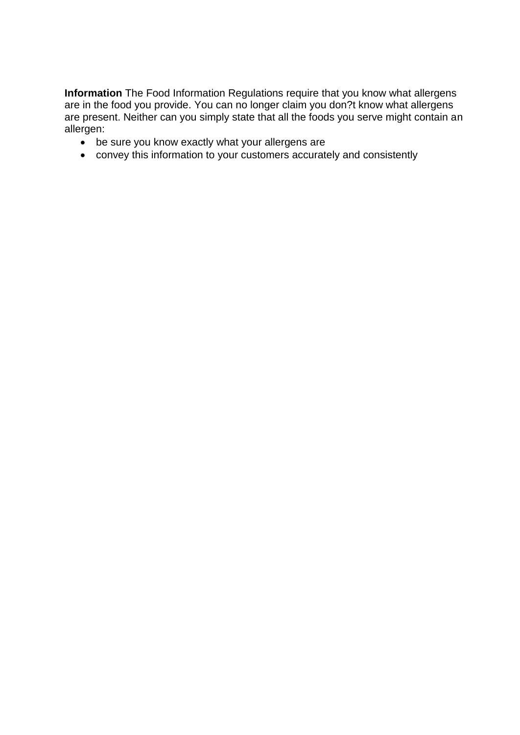**Information** The Food Information Regulations require that you know what allergens are in the food you provide. You can no longer claim you don?t know what allergens are present. Neither can you simply state that all the foods you serve might contain an allergen:

- be sure you know exactly what your allergens are
- convey this information to your customers accurately and consistently